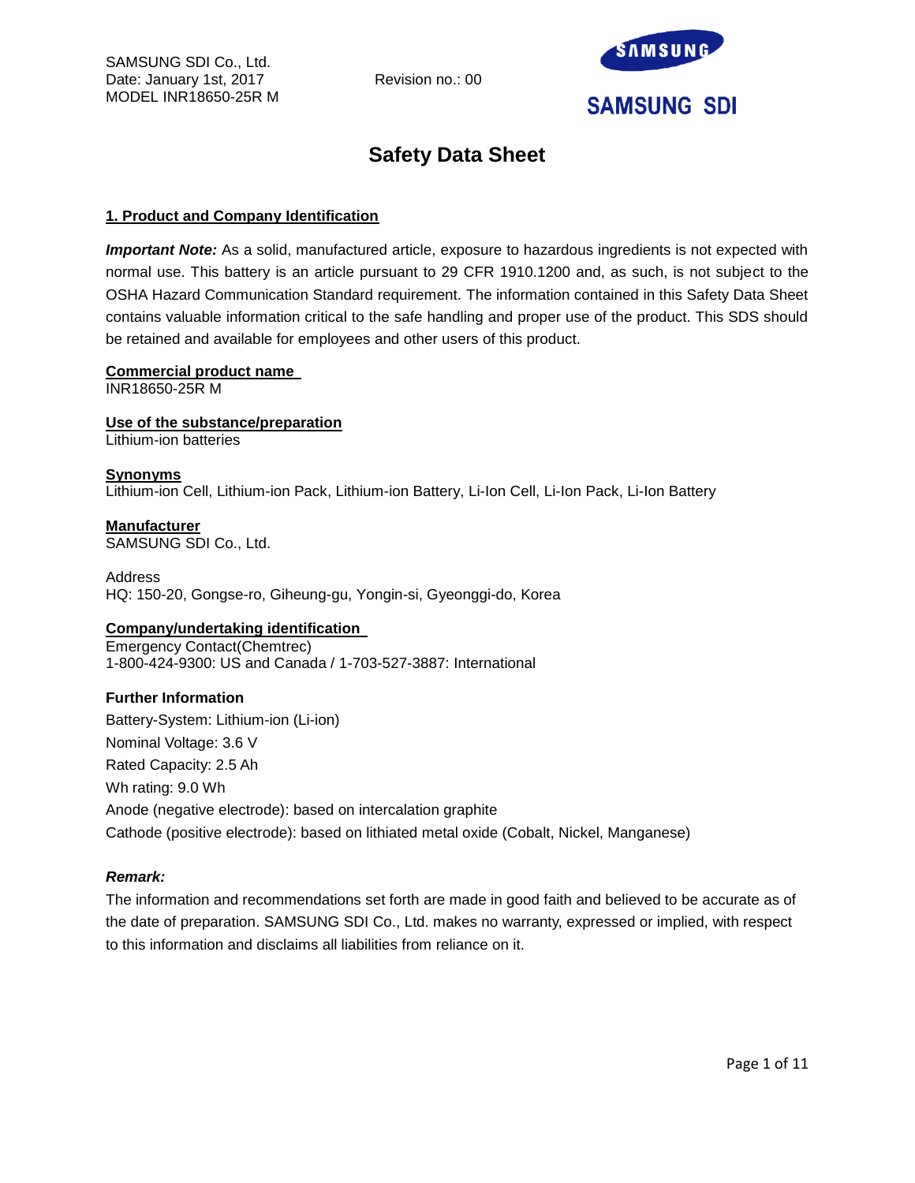SAMSUNG SDI Co., Ltd.
Date: January 1st, 2017
MODEL INR18650-25R M

Revision no.: 00

SAMSUNG SDI

# Safety Data Sheet

## 1. Product and Company Identification

***Important Note:*** As a solid, manufactured article, exposure to hazardous ingredients is not expected with normal use. This battery is an article pursuant to 29 CFR 1910.1200 and, as such, is not subject to the OSHA Hazard Communication Standard requirement. The information contained in this Safety Data Sheet contains valuable information critical to the safe handling and proper use of the product. This SDS should be retained and available for employees and other users of this product.

**Commercial product name**
INR18650-25R M

**Use of the substance/preparation**
Lithium-ion batteries

**Synonyms**
Lithium-ion Cell, Lithium-ion Pack, Lithium-ion Battery, Li-Ion Cell, Li-Ion Pack, Li-Ion Battery

**Manufacturer**
SAMSUNG SDI Co., Ltd.

Address
HQ: 150-20, Gongse-ro, Giheung-gu, Yongin-si, Gyeonggi-do, Korea

**Company/undertaking identification**
Emergency Contact(Chemtrec)
1-800-424-9300: US and Canada / 1-703-527-3887: International

**Further Information**

Battery-System: Lithium-ion (Li-ion)
Nominal Voltage: 3.6 V
Rated Capacity: 2.5 Ah
Wh rating: 9.0 Wh
Anode (negative electrode): based on intercalation graphite
Cathode (positive electrode): based on lithiated metal oxide (Cobalt, Nickel, Manganese)

***Remark:***

The information and recommendations set forth are made in good faith and believed to be accurate as of the date of preparation. SAMSUNG SDI Co., Ltd. makes no warranty, expressed or implied, with respect to this information and disclaims all liabilities from reliance on it.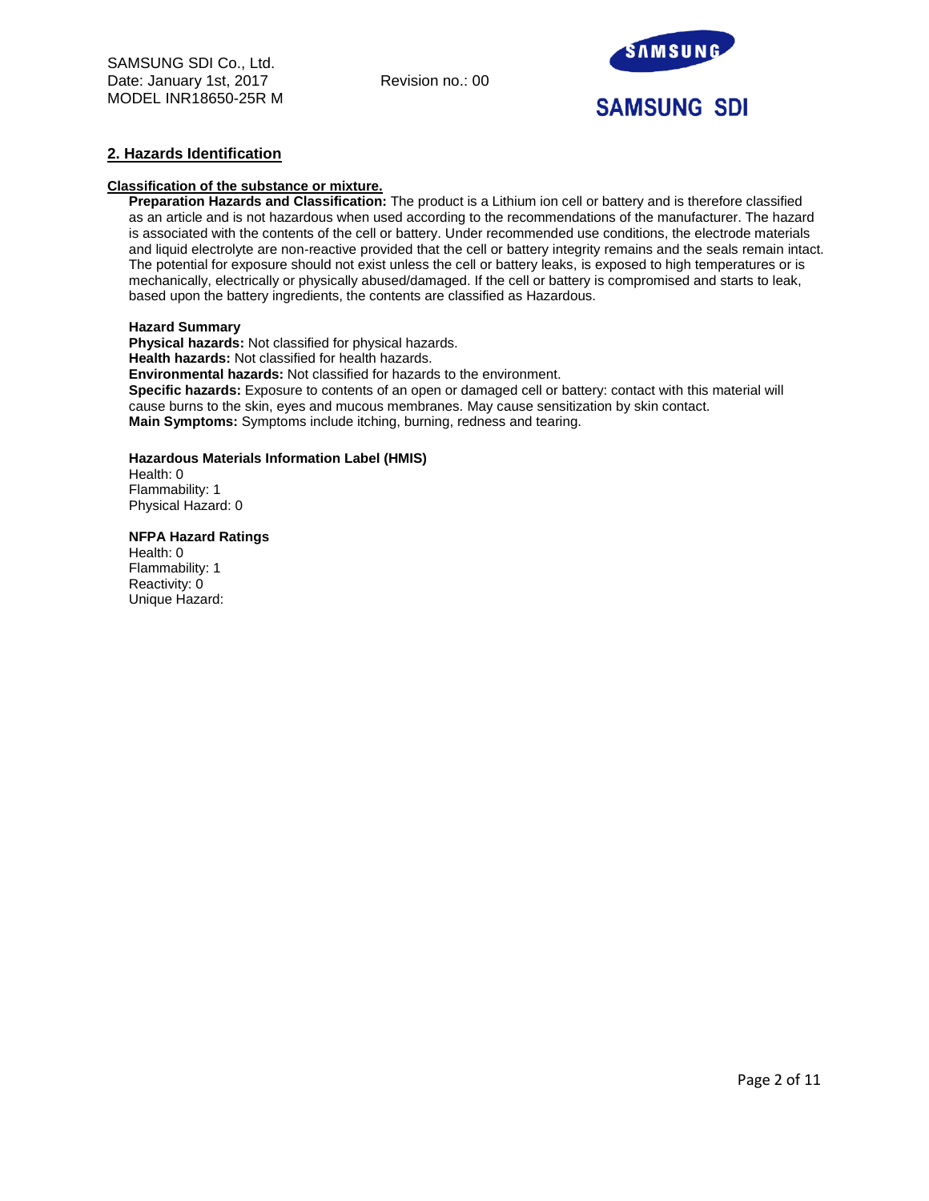## 2. Hazards Identification

**Classification of the substance or mixture.**

**Preparation Hazards and Classification:** The product is a Lithium ion cell or battery and is therefore classified as an article and is not hazardous when used according to the recommendations of the manufacturer. The hazard is associated with the contents of the cell or battery. Under recommended use conditions, the electrode materials and liquid electrolyte are non-reactive provided that the cell or battery integrity remains and the seals remain intact. The potential for exposure should not exist unless the cell or battery leaks, is exposed to high temperatures or is mechanically, electrically or physically abused/damaged. If the cell or battery is compromised and starts to leak, based upon the battery ingredients, the contents are classified as Hazardous.

**Hazard Summary**

**Physical hazards:** Not classified for physical hazards.
**Health hazards:** Not classified for health hazards.
**Environmental hazards:** Not classified for hazards to the environment.
**Specific hazards:** Exposure to contents of an open or damaged cell or battery: contact with this material will cause burns to the skin, eyes and mucous membranes. May cause sensitization by skin contact.
**Main Symptoms:** Symptoms include itching, burning, redness and tearing.

**Hazardous Materials Information Label (HMIS)**

Health: 0
Flammability: 1
Physical Hazard: 0

**NFPA Hazard Ratings**

Health: 0
Flammability: 1
Reactivity: 0
Unique Hazard: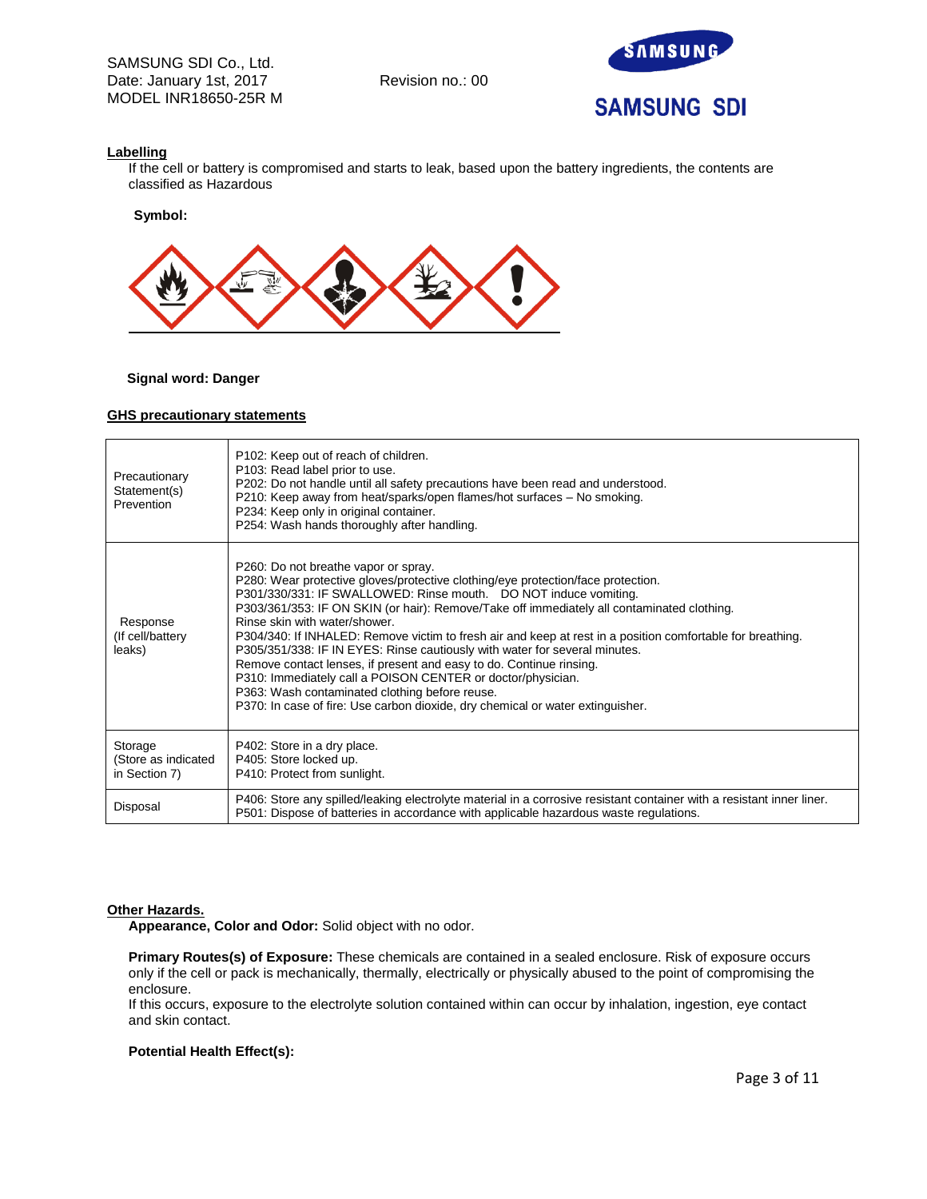**Labelling**

If the cell or battery is compromised and starts to leak, based upon the battery ingredients, the contents are classified as Hazardous

**Symbol:**

**Signal word: Danger**

**GHS precautionary statements**

| | |
|---|---|
| Precautionary Statement(s) Prevention | P102: Keep out of reach of children.<br>P103: Read label prior to use.<br>P202: Do not handle until all safety precautions have been read and understood.<br>P210: Keep away from heat/sparks/open flames/hot surfaces – No smoking.<br>P234: Keep only in original container.<br>P254: Wash hands thoroughly after handling. |
| Response (If cell/battery leaks) | P260: Do not breathe vapor or spray.<br>P280: Wear protective gloves/protective clothing/eye protection/face protection.<br>P301/330/331: IF SWALLOWED: Rinse mouth. DO NOT induce vomiting.<br>P303/361/353: IF ON SKIN (or hair): Remove/Take off immediately all contaminated clothing. Rinse skin with water/shower.<br>P304/340: If INHALED: Remove victim to fresh air and keep at rest in a position comfortable for breathing.<br>P305/351/338: IF IN EYES: Rinse cautiously with water for several minutes. Remove contact lenses, if present and easy to do. Continue rinsing.<br>P310: Immediately call a POISON CENTER or doctor/physician.<br>P363: Wash contaminated clothing before reuse.<br>P370: In case of fire: Use carbon dioxide, dry chemical or water extinguisher. |
| Storage (Store as indicated in Section 7) | P402: Store in a dry place.<br>P405: Store locked up.<br>P410: Protect from sunlight. |
| Disposal | P406: Store any spilled/leaking electrolyte material in a corrosive resistant container with a resistant inner liner.<br>P501: Dispose of batteries in accordance with applicable hazardous waste regulations. |

**Other Hazards.**

**Appearance, Color and Odor:** Solid object with no odor.

**Primary Routes(s) of Exposure:** These chemicals are contained in a sealed enclosure. Risk of exposure occurs only if the cell or pack is mechanically, thermally, electrically or physically abused to the point of compromising the enclosure.
If this occurs, exposure to the electrolyte solution contained within can occur by inhalation, ingestion, eye contact and skin contact.

**Potential Health Effect(s):**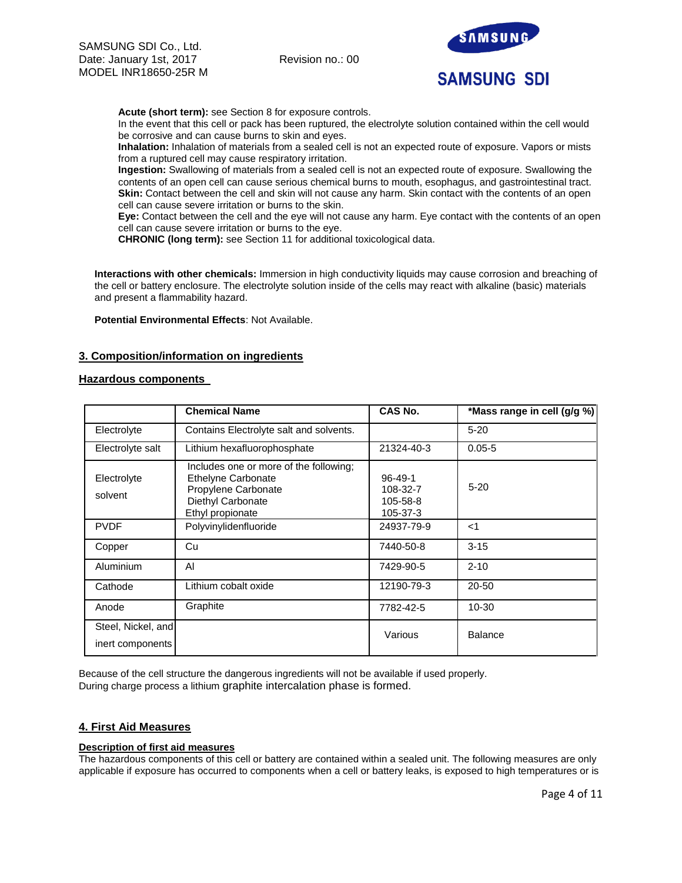**Acute (short term):** see Section 8 for exposure controls.
In the event that this cell or pack has been ruptured, the electrolyte solution contained within the cell would be corrosive and can cause burns to skin and eyes.
**Inhalation:** Inhalation of materials from a sealed cell is not an expected route of exposure. Vapors or mists from a ruptured cell may cause respiratory irritation.
**Ingestion:** Swallowing of materials from a sealed cell is not an expected route of exposure. Swallowing the contents of an open cell can cause serious chemical burns to mouth, esophagus, and gastrointestinal tract.
**Skin:** Contact between the cell and skin will not cause any harm. Skin contact with the contents of an open cell can cause severe irritation or burns to the skin.
**Eye:** Contact between the cell and the eye will not cause any harm. Eye contact with the contents of an open cell can cause severe irritation or burns to the eye.
**CHRONIC (long term):** see Section 11 for additional toxicological data.

**Interactions with other chemicals:** Immersion in high conductivity liquids may cause corrosion and breaching of the cell or battery enclosure. The electrolyte solution inside of the cells may react with alkaline (basic) materials and present a flammability hazard.

**Potential Environmental Effects**: Not Available.

## 3. Composition/information on ingredients

### Hazardous components

| | Chemical Name | CAS No. | *Mass range in cell (g/g %) |
|---|---|---|---|
| Electrolyte | Contains Electrolyte salt and solvents. | | 5-20 |
| Electrolyte salt | Lithium hexafluorophosphate | 21324-40-3 | 0.05-5 |
| Electrolyte solvent | Includes one or more of the following; Ethelyne Carbonate Propylene Carbonate Diethyl Carbonate Ethyl propionate | 96-49-1 108-32-7 105-58-8 105-37-3 | 5-20 |
| PVDF | Polyvinylidenfluoride | 24937-79-9 | <1 |
| Copper | Cu | 7440-50-8 | 3-15 |
| Aluminium | Al | 7429-90-5 | 2-10 |
| Cathode | Lithium cobalt oxide | 12190-79-3 | 20-50 |
| Anode | Graphite | 7782-42-5 | 10-30 |
| Steel, Nickel, and inert components | | Various | Balance |

Because of the cell structure the dangerous ingredients will not be available if used properly.
During charge process a lithium graphite intercalation phase is formed.

## 4. First Aid Measures

### Description of first aid measures

The hazardous components of this cell or battery are contained within a sealed unit. The following measures are only applicable if exposure has occurred to components when a cell or battery leaks, is exposed to high temperatures or is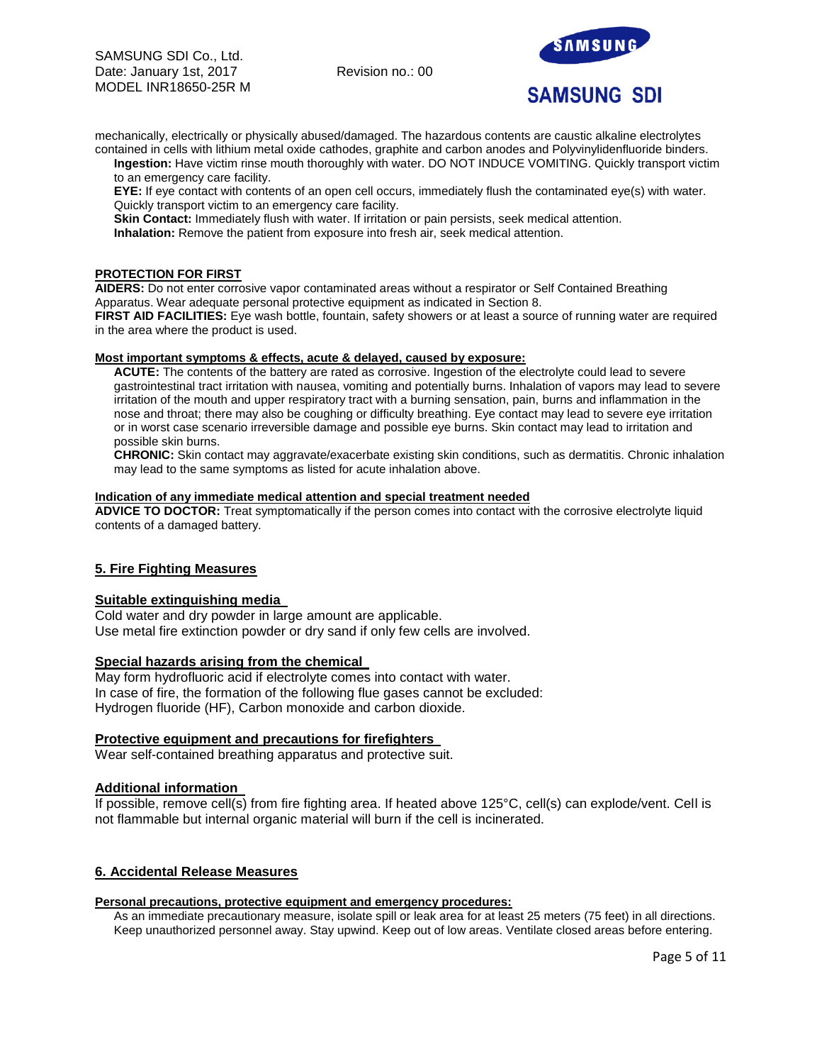mechanically, electrically or physically abused/damaged. The hazardous contents are caustic alkaline electrolytes contained in cells with lithium metal oxide cathodes, graphite and carbon anodes and Polyvinylidenfluoride binders.

**Ingestion:** Have victim rinse mouth thoroughly with water. DO NOT INDUCE VOMITING. Quickly transport victim to an emergency care facility.

**EYE:** If eye contact with contents of an open cell occurs, immediately flush the contaminated eye(s) with water. Quickly transport victim to an emergency care facility.

**Skin Contact:** Immediately flush with water. If irritation or pain persists, seek medical attention.

**Inhalation:** Remove the patient from exposure into fresh air, seek medical attention.

**PROTECTION FOR FIRST AIDERS:** Do not enter corrosive vapor contaminated areas without a respirator or Self Contained Breathing Apparatus. Wear adequate personal protective equipment as indicated in Section 8.

**FIRST AID FACILITIES:** Eye wash bottle, fountain, safety showers or at least a source of running water are required in the area where the product is used.

**Most important symptoms & effects, acute & delayed, caused by exposure:**

**ACUTE:** The contents of the battery are rated as corrosive. Ingestion of the electrolyte could lead to severe gastrointestinal tract irritation with nausea, vomiting and potentially burns. Inhalation of vapors may lead to severe irritation of the mouth and upper respiratory tract with a burning sensation, pain, burns and inflammation in the nose and throat; there may also be coughing or difficulty breathing. Eye contact may lead to severe eye irritation or in worst case scenario irreversible damage and possible eye burns. Skin contact may lead to irritation and possible skin burns.

**CHRONIC:** Skin contact may aggravate/exacerbate existing skin conditions, such as dermatitis. Chronic inhalation may lead to the same symptoms as listed for acute inhalation above.

**Indication of any immediate medical attention and special treatment needed**

**ADVICE TO DOCTOR:** Treat symptomatically if the person comes into contact with the corrosive electrolyte liquid contents of a damaged battery.

## 5. Fire Fighting Measures

### Suitable extinguishing media

Cold water and dry powder in large amount are applicable.
Use metal fire extinction powder or dry sand if only few cells are involved.

### Special hazards arising from the chemical

May form hydrofluoric acid if electrolyte comes into contact with water.
In case of fire, the formation of the following flue gases cannot be excluded:
Hydrogen fluoride (HF), Carbon monoxide and carbon dioxide.

### Protective equipment and precautions for firefighters

Wear self-contained breathing apparatus and protective suit.

### Additional information

If possible, remove cell(s) from fire fighting area. If heated above 125°C, cell(s) can explode/vent. Cell is not flammable but internal organic material will burn if the cell is incinerated.

## 6. Accidental Release Measures

**Personal precautions, protective equipment and emergency procedures:**

As an immediate precautionary measure, isolate spill or leak area for at least 25 meters (75 feet) in all directions. Keep unauthorized personnel away. Stay upwind. Keep out of low areas. Ventilate closed areas before entering.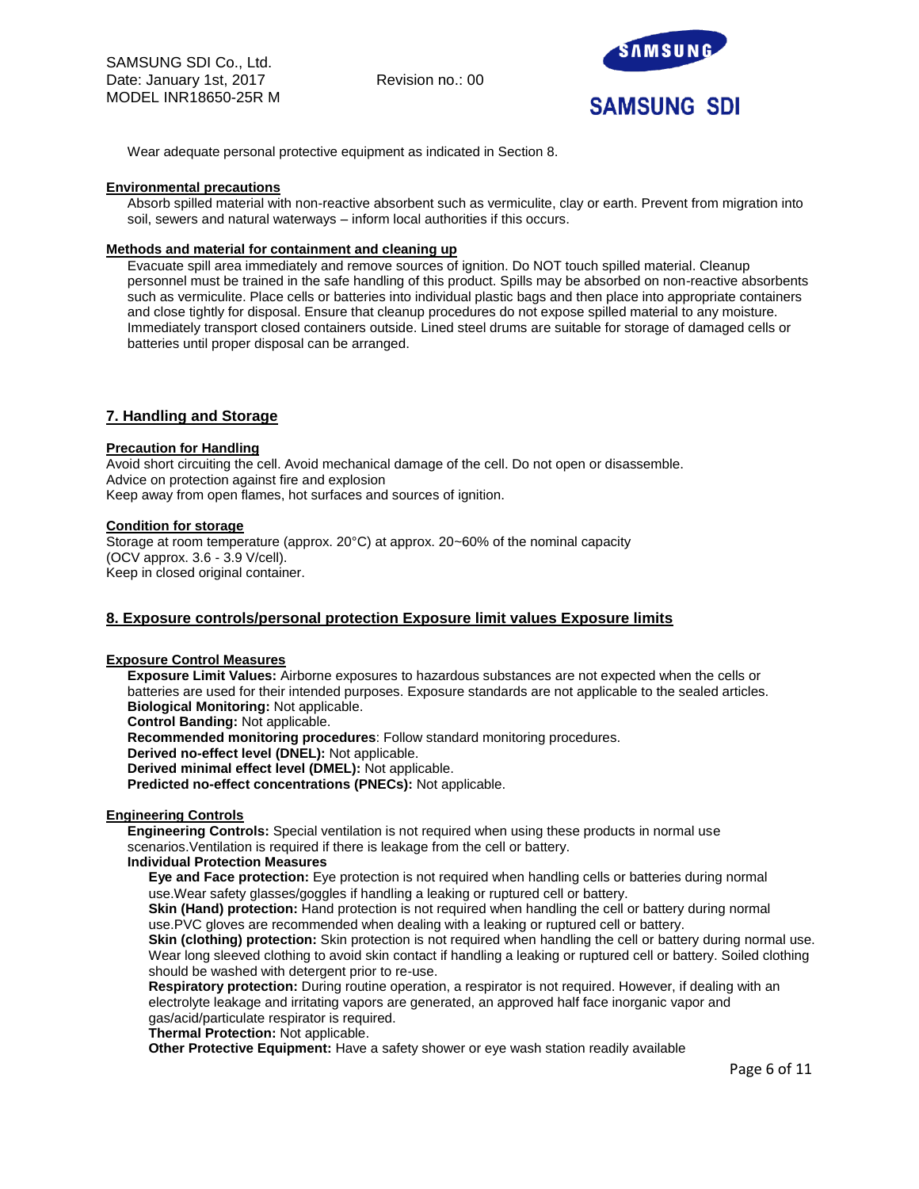Wear adequate personal protective equipment as indicated in Section 8.

**Environmental precautions**

Absorb spilled material with non-reactive absorbent such as vermiculite, clay or earth. Prevent from migration into soil, sewers and natural waterways – inform local authorities if this occurs.

**Methods and material for containment and cleaning up**

Evacuate spill area immediately and remove sources of ignition. Do NOT touch spilled material. Cleanup personnel must be trained in the safe handling of this product. Spills may be absorbed on non-reactive absorbents such as vermiculite. Place cells or batteries into individual plastic bags and then place into appropriate containers and close tightly for disposal. Ensure that cleanup procedures do not expose spilled material to any moisture. Immediately transport closed containers outside. Lined steel drums are suitable for storage of damaged cells or batteries until proper disposal can be arranged.

## 7. Handling and Storage

**Precaution for Handling**

Avoid short circuiting the cell. Avoid mechanical damage of the cell. Do not open or disassemble.
Advice on protection against fire and explosion
Keep away from open flames, hot surfaces and sources of ignition.

**Condition for storage**

Storage at room temperature (approx. 20°C) at approx. 20~60% of the nominal capacity (OCV approx. 3.6 - 3.9 V/cell).
Keep in closed original container.

## 8. Exposure controls/personal protection Exposure limit values Exposure limits

**Exposure Control Measures**

**Exposure Limit Values:** Airborne exposures to hazardous substances are not expected when the cells or batteries are used for their intended purposes. Exposure standards are not applicable to the sealed articles.
**Biological Monitoring:** Not applicable.
**Control Banding:** Not applicable.
**Recommended monitoring procedures**: Follow standard monitoring procedures.
**Derived no-effect level (DNEL):** Not applicable.
**Derived minimal effect level (DMEL):** Not applicable.
**Predicted no-effect concentrations (PNECs):** Not applicable.

**Engineering Controls**

**Engineering Controls:** Special ventilation is not required when using these products in normal use scenarios.Ventilation is required if there is leakage from the cell or battery.

**Individual Protection Measures**

**Eye and Face protection:** Eye protection is not required when handling cells or batteries during normal use.Wear safety glasses/goggles if handling a leaking or ruptured cell or battery.
**Skin (Hand) protection:** Hand protection is not required when handling the cell or battery during normal use.PVC gloves are recommended when dealing with a leaking or ruptured cell or battery.
**Skin (clothing) protection:** Skin protection is not required when handling the cell or battery during normal use. Wear long sleeved clothing to avoid skin contact if handling a leaking or ruptured cell or battery. Soiled clothing should be washed with detergent prior to re-use.
**Respiratory protection:** During routine operation, a respirator is not required. However, if dealing with an electrolyte leakage and irritating vapors are generated, an approved half face inorganic vapor and gas/acid/particulate respirator is required.
**Thermal Protection:** Not applicable.
**Other Protective Equipment:** Have a safety shower or eye wash station readily available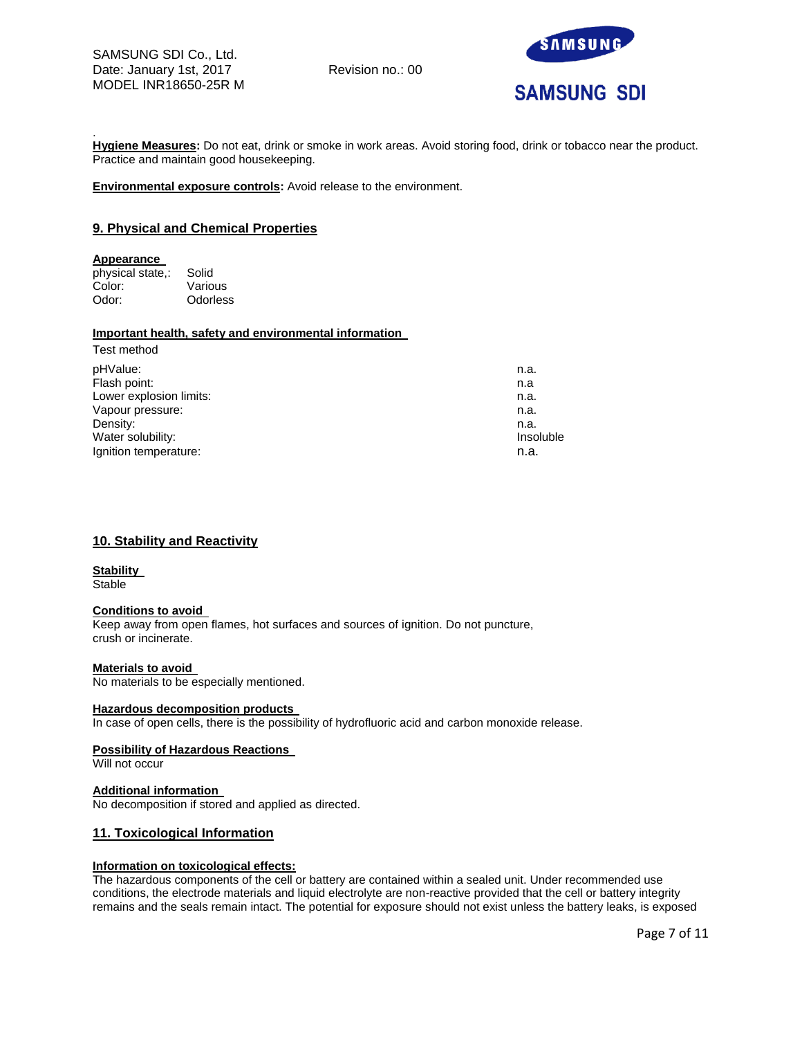.
**Hygiene Measures:** Do not eat, drink or smoke in work areas. Avoid storing food, drink or tobacco near the product. Practice and maintain good housekeeping.

**Environmental exposure controls:** Avoid release to the environment.

## 9. Physical and Chemical Properties

**Appearance**

| | |
|---|---|
| physical state,: | Solid |
| Color: | Various |
| Odor: | Odorless |

**Important health, safety and environmental information**

Test method

| | |
|---|---|
| pHValue: | n.a. |
| Flash point: | n.a |
| Lower explosion limits: | n.a. |
| Vapour pressure: | n.a. |
| Density: | n.a. |
| Water solubility: | Insoluble |
| Ignition temperature: | n.a. |

## 10. Stability and Reactivity

**Stability**
Stable

**Conditions to avoid**
Keep away from open flames, hot surfaces and sources of ignition. Do not puncture, crush or incinerate.

**Materials to avoid**
No materials to be especially mentioned.

**Hazardous decomposition products**
In case of open cells, there is the possibility of hydrofluoric acid and carbon monoxide release.

**Possibility of Hazardous Reactions**
Will not occur

**Additional information**
No decomposition if stored and applied as directed.

## 11. Toxicological Information

**Information on toxicological effects:**
The hazardous components of the cell or battery are contained within a sealed unit. Under recommended use conditions, the electrode materials and liquid electrolyte are non-reactive provided that the cell or battery integrity remains and the seals remain intact. The potential for exposure should not exist unless the battery leaks, is exposed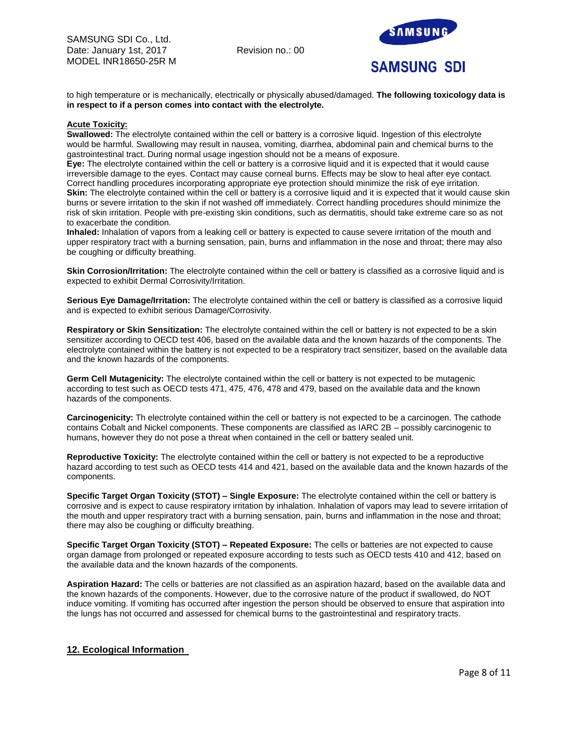to high temperature or is mechanically, electrically or physically abused/damaged. **The following toxicology data is in respect to if a person comes into contact with the electrolyte.**

**Acute Toxicity:**

**Swallowed:** The electrolyte contained within the cell or battery is a corrosive liquid. Ingestion of this electrolyte would be harmful. Swallowing may result in nausea, vomiting, diarrhea, abdominal pain and chemical burns to the gastrointestinal tract. During normal usage ingestion should not be a means of exposure.

**Eye:** The electrolyte contained within the cell or battery is a corrosive liquid and it is expected that it would cause irreversible damage to the eyes. Contact may cause corneal burns. Effects may be slow to heal after eye contact. Correct handling procedures incorporating appropriate eye protection should minimize the risk of eye irritation.

**Skin:** The electrolyte contained within the cell or battery is a corrosive liquid and it is expected that it would cause skin burns or severe irritation to the skin if not washed off immediately. Correct handling procedures should minimize the risk of skin irritation. People with pre-existing skin conditions, such as dermatitis, should take extreme care so as not to exacerbate the condition.

**Inhaled:** Inhalation of vapors from a leaking cell or battery is expected to cause severe irritation of the mouth and upper respiratory tract with a burning sensation, pain, burns and inflammation in the nose and throat; there may also be coughing or difficulty breathing.

**Skin Corrosion/Irritation:** The electrolyte contained within the cell or battery is classified as a corrosive liquid and is expected to exhibit Dermal Corrosivity/Irritation.

**Serious Eye Damage/Irritation:** The electrolyte contained within the cell or battery is classified as a corrosive liquid and is expected to exhibit serious Damage/Corrosivity.

**Respiratory or Skin Sensitization:** The electrolyte contained within the cell or battery is not expected to be a skin sensitizer according to OECD test 406, based on the available data and the known hazards of the components. The electrolyte contained within the battery is not expected to be a respiratory tract sensitizer, based on the available data and the known hazards of the components.

**Germ Cell Mutagenicity:** The electrolyte contained within the cell or battery is not expected to be mutagenic according to test such as OECD tests 471, 475, 476, 478 and 479, based on the available data and the known hazards of the components.

**Carcinogenicity:** Th electrolyte contained within the cell or battery is not expected to be a carcinogen. The cathode contains Cobalt and Nickel components. These components are classified as IARC 2B – possibly carcinogenic to humans, however they do not pose a threat when contained in the cell or battery sealed unit.

**Reproductive Toxicity:** The electrolyte contained within the cell or battery is not expected to be a reproductive hazard according to test such as OECD tests 414 and 421, based on the available data and the known hazards of the components.

**Specific Target Organ Toxicity (STOT) – Single Exposure:** The electrolyte contained within the cell or battery is corrosive and is expect to cause respiratory irritation by inhalation. Inhalation of vapors may lead to severe irritation of the mouth and upper respiratory tract with a burning sensation, pain, burns and inflammation in the nose and throat; there may also be coughing or difficulty breathing.

**Specific Target Organ Toxicity (STOT) – Repeated Exposure:** The cells or batteries are not expected to cause organ damage from prolonged or repeated exposure according to tests such as OECD tests 410 and 412, based on the available data and the known hazards of the components.

**Aspiration Hazard:** The cells or batteries are not classified as an aspiration hazard, based on the available data and the known hazards of the components. However, due to the corrosive nature of the product if swallowed, do NOT induce vomiting. If vomiting has occurred after ingestion the person should be observed to ensure that aspiration into the lungs has not occurred and assessed for chemical burns to the gastrointestinal and respiratory tracts.

## 12. Ecological Information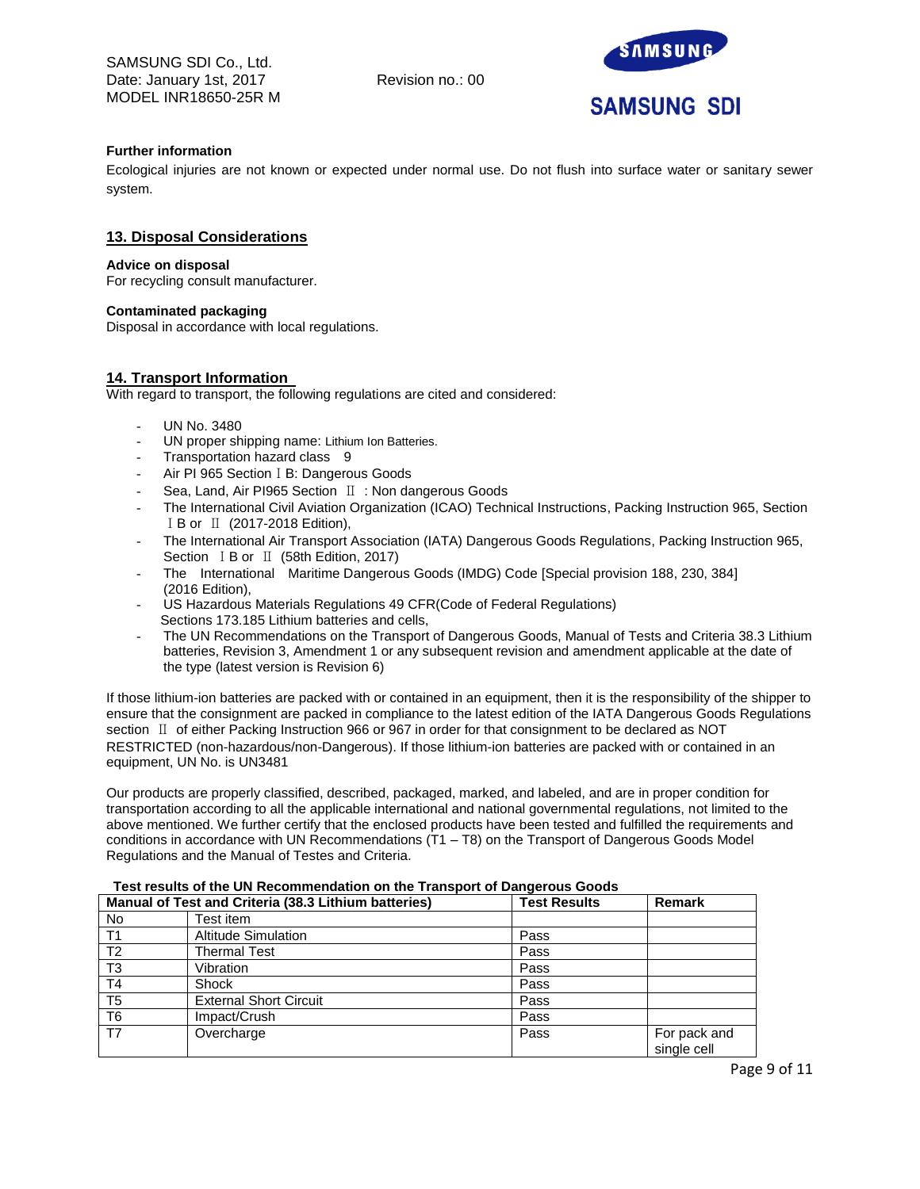**Further information**

Ecological injuries are not known or expected under normal use. Do not flush into surface water or sanitary sewer system.

## 13. Disposal Considerations

**Advice on disposal**

For recycling consult manufacturer.

**Contaminated packaging**

Disposal in accordance with local regulations.

## 14. Transport Information

With regard to transport, the following regulations are cited and considered:

- UN No. 3480
- UN proper shipping name: Lithium Ion Batteries.
- Transportation hazard class 9
- Air PI 965 Section ⅠB: Dangerous Goods
- Sea, Land, Air PI965 Section Ⅱ : Non dangerous Goods
- The International Civil Aviation Organization (ICAO) Technical Instructions, Packing Instruction 965, Section ⅠB or Ⅱ (2017-2018 Edition),
- The International Air Transport Association (IATA) Dangerous Goods Regulations, Packing Instruction 965, Section ⅠB or Ⅱ (58th Edition, 2017)
- The International Maritime Dangerous Goods (IMDG) Code [Special provision 188, 230, 384] (2016 Edition),
- US Hazardous Materials Regulations 49 CFR(Code of Federal Regulations) Sections 173.185 Lithium batteries and cells,
- The UN Recommendations on the Transport of Dangerous Goods, Manual of Tests and Criteria 38.3 Lithium batteries, Revision 3, Amendment 1 or any subsequent revision and amendment applicable at the date of the type (latest version is Revision 6)

If those lithium-ion batteries are packed with or contained in an equipment, then it is the responsibility of the shipper to ensure that the consignment are packed in compliance to the latest edition of the IATA Dangerous Goods Regulations section Ⅱ of either Packing Instruction 966 or 967 in order for that consignment to be declared as NOT RESTRICTED (non-hazardous/non-Dangerous). If those lithium-ion batteries are packed with or contained in an equipment, UN No. is UN3481

Our products are properly classified, described, packaged, marked, and labeled, and are in proper condition for transportation according to all the applicable international and national governmental regulations, not limited to the above mentioned. We further certify that the enclosed products have been tested and fulfilled the requirements and conditions in accordance with UN Recommendations (T1 – T8) on the Transport of Dangerous Goods Model Regulations and the Manual of Testes and Criteria.

**Test results of the UN Recommendation on the Transport of Dangerous Goods**

| Manual of Test and Criteria (38.3 Lithium batteries) | | Test Results | Remark |
|---|---|---|---|
| No | Test item | | |
| T1 | Altitude Simulation | Pass | |
| T2 | Thermal Test | Pass | |
| T3 | Vibration | Pass | |
| T4 | Shock | Pass | |
| T5 | External Short Circuit | Pass | |
| T6 | Impact/Crush | Pass | |
| T7 | Overcharge | Pass | For pack and single cell |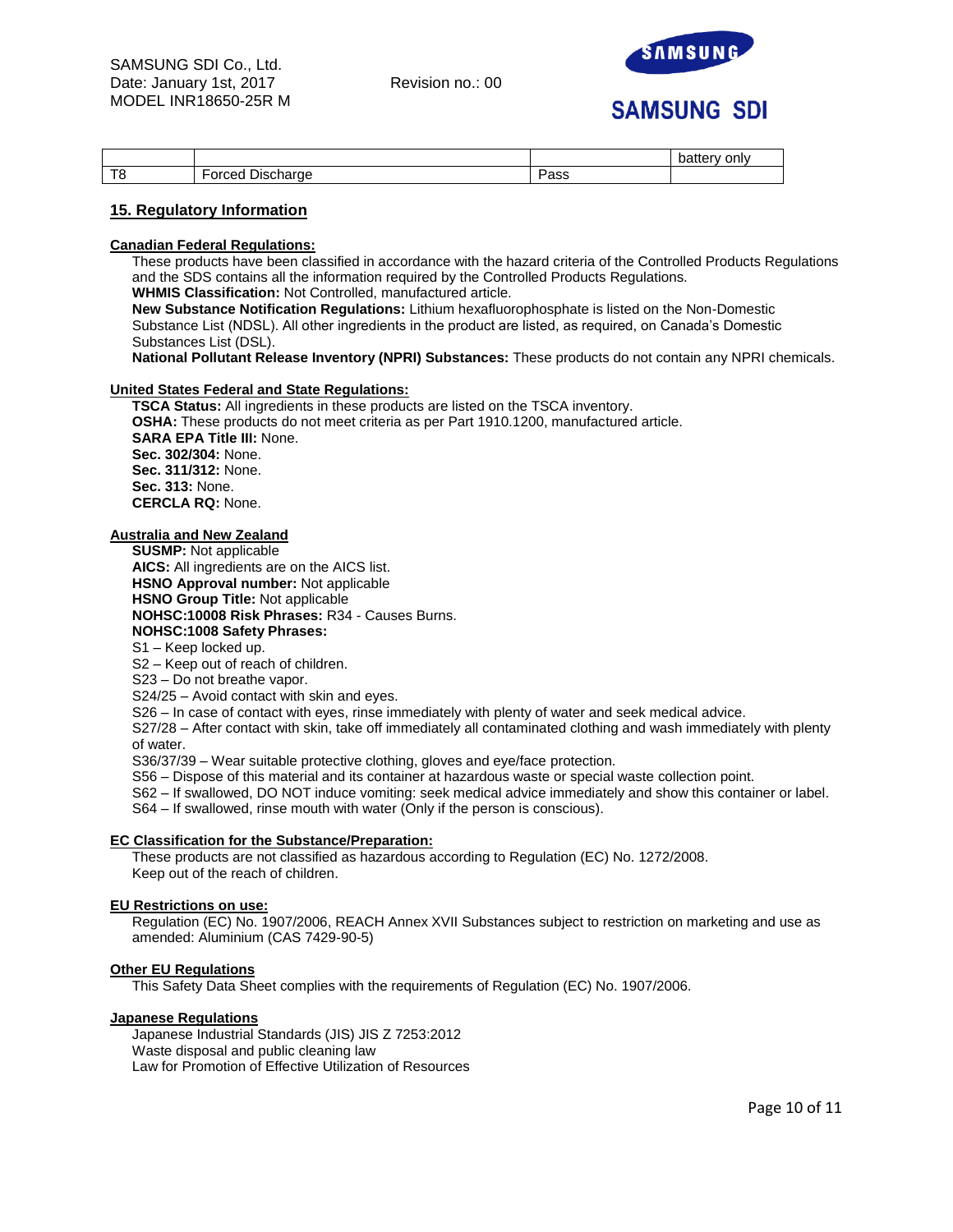|  |  |  | battery only |
|---|---|---|---|
| T8 | Forced Discharge | Pass |  |

## 15. Regulatory Information

**Canadian Federal Regulations:**

These products have been classified in accordance with the hazard criteria of the Controlled Products Regulations and the SDS contains all the information required by the Controlled Products Regulations.

**WHMIS Classification:** Not Controlled, manufactured article.

**New Substance Notification Regulations:** Lithium hexafluorophosphate is listed on the Non-Domestic Substance List (NDSL). All other ingredients in the product are listed, as required, on Canada's Domestic Substances List (DSL).

**National Pollutant Release Inventory (NPRI) Substances:** These products do not contain any NPRI chemicals.

**United States Federal and State Regulations:**

**TSCA Status:** All ingredients in these products are listed on the TSCA inventory.
**OSHA:** These products do not meet criteria as per Part 1910.1200, manufactured article.
**SARA EPA Title III:** None.
**Sec. 302/304:** None.
**Sec. 311/312:** None.
**Sec. 313:** None.
**CERCLA RQ:** None.

**Australia and New Zealand**

**SUSMP:** Not applicable
**AICS:** All ingredients are on the AICS list.
**HSNO Approval number:** Not applicable
**HSNO Group Title:** Not applicable
**NOHSC:10008 Risk Phrases:** R34 - Causes Burns.
**NOHSC:1008 Safety Phrases:**
S1 – Keep locked up.
S2 – Keep out of reach of children.
S23 – Do not breathe vapor.
S24/25 – Avoid contact with skin and eyes.
S26 – In case of contact with eyes, rinse immediately with plenty of water and seek medical advice.
S27/28 – After contact with skin, take off immediately all contaminated clothing and wash immediately with plenty of water.
S36/37/39 – Wear suitable protective clothing, gloves and eye/face protection.
S56 – Dispose of this material and its container at hazardous waste or special waste collection point.
S62 – If swallowed, DO NOT induce vomiting: seek medical advice immediately and show this container or label.
S64 – If swallowed, rinse mouth with water (Only if the person is conscious).

**EC Classification for the Substance/Preparation:**

These products are not classified as hazardous according to Regulation (EC) No. 1272/2008.
Keep out of the reach of children.

**EU Restrictions on use:**

Regulation (EC) No. 1907/2006, REACH Annex XVII Substances subject to restriction on marketing and use as amended: Aluminium (CAS 7429-90-5)

**Other EU Regulations**

This Safety Data Sheet complies with the requirements of Regulation (EC) No. 1907/2006.

**Japanese Regulations**

Japanese Industrial Standards (JIS) JIS Z 7253:2012
Waste disposal and public cleaning law
Law for Promotion of Effective Utilization of Resources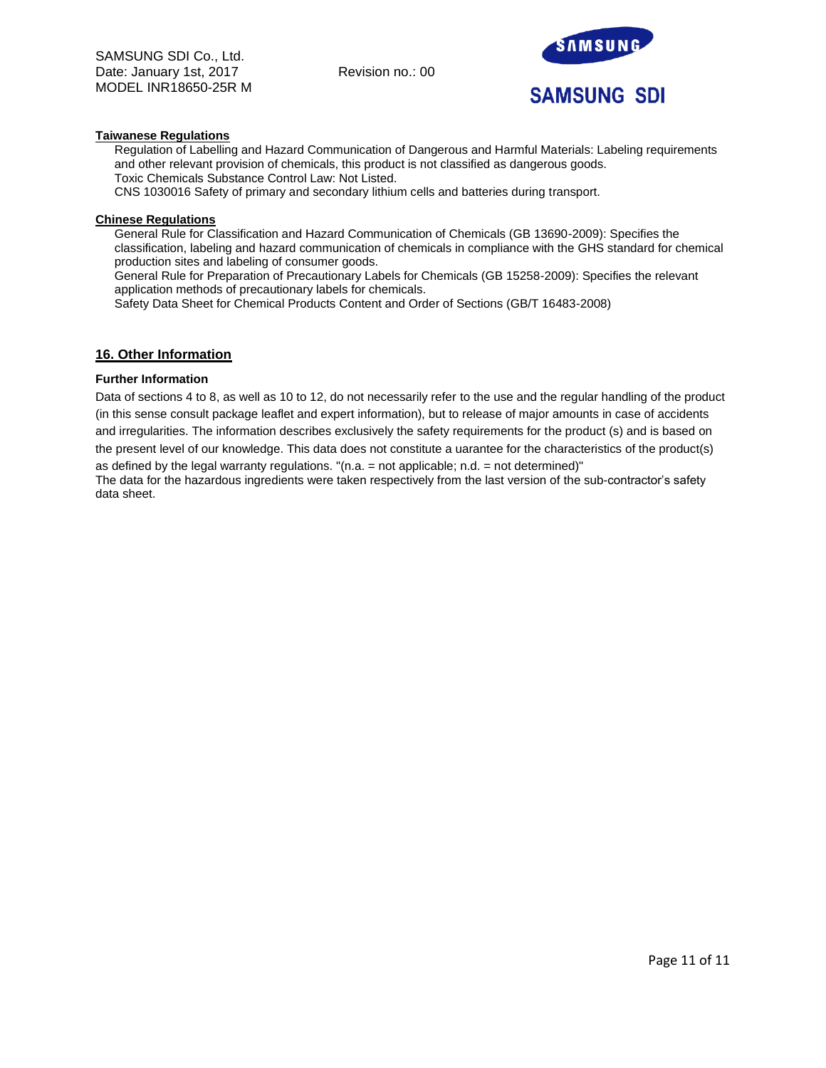**Taiwanese Regulations**

Regulation of Labelling and Hazard Communication of Dangerous and Harmful Materials: Labeling requirements and other relevant provision of chemicals, this product is not classified as dangerous goods.
Toxic Chemicals Substance Control Law: Not Listed.
CNS 1030016 Safety of primary and secondary lithium cells and batteries during transport.

**Chinese Regulations**

General Rule for Classification and Hazard Communication of Chemicals (GB 13690-2009): Specifies the classification, labeling and hazard communication of chemicals in compliance with the GHS standard for chemical production sites and labeling of consumer goods.
General Rule for Preparation of Precautionary Labels for Chemicals (GB 15258-2009): Specifies the relevant application methods of precautionary labels for chemicals.
Safety Data Sheet for Chemical Products Content and Order of Sections (GB/T 16483-2008)

## 16. Other Information

### Further Information

Data of sections 4 to 8, as well as 10 to 12, do not necessarily refer to the use and the regular handling of the product (in this sense consult package leaflet and expert information), but to release of major amounts in case of accidents and irregularities. The information describes exclusively the safety requirements for the product (s) and is based on the present level of our knowledge. This data does not constitute a uarantee for the characteristics of the product(s) as defined by the legal warranty regulations. "(n.a. = not applicable; n.d. = not determined)"
The data for the hazardous ingredients were taken respectively from the last version of the sub-contractor's safety data sheet.